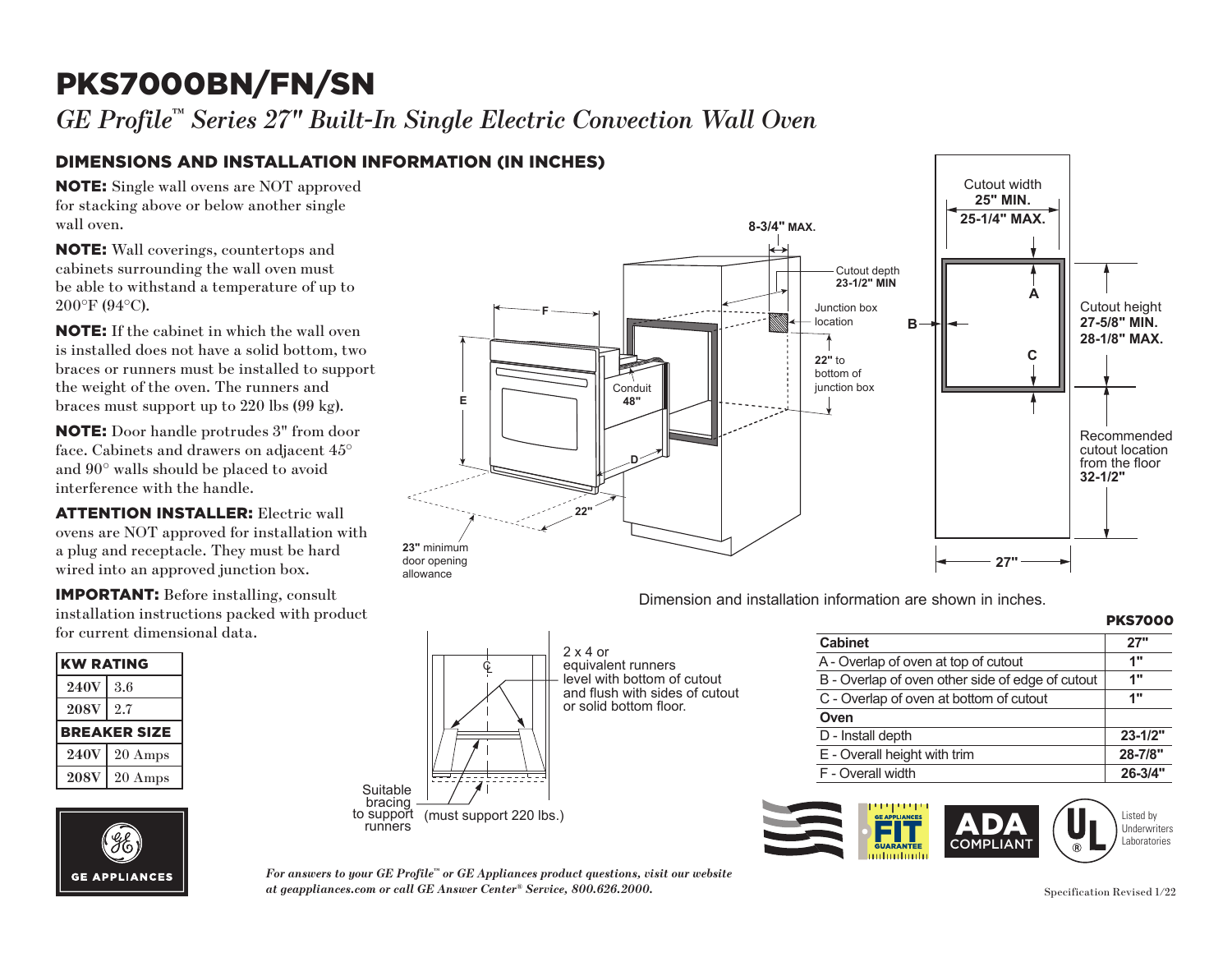# PKS7000BN/FN/SN

*GE Profile™ Series 27" Built-In Single Electric Convection Wall Oven*

## DIMENSIONS AND INSTALLATION INFORMATION (IN INCHES)

**NOTE:** Single wall ovens are NOT approved for stacking above or below another single wall oven.

**NOTE:** Wall coverings, countertops and cabinets surrounding the wall oven must be able to withstand a temperature of up to 200°F (94°C).

**NOTE:** If the cabinet in which the wall oven is installed does not have a solid bottom, two braces or runners must be installed to support the weight of the oven. The runners and braces must support up to 220 lbs (99 kg).

**NOTE:** Door handle protrudes 3" from door face. Cabinets and drawers on adjacent 45° and 90° walls should be placed to avoid interference with the handle.

**ATTENTION INSTALLER:** Electric wall ovens are NOT approved for installation with a plug and receptacle. They must be hard wired into an approved junction box.

**IMPORTANT:** Before installing, consult installation instructions packed with product for current dimensional data.

| KW RATING | |
|---|---|
| 240V | 3.6 |
| 208V | 2.7 |
| **BREAKER SIZE** | |
| 240V | 20 Amps |
| 208V | 20 Amps |

8-3/4" MAX.

Cutout depth 23-1/2" MIN

Junction box location

22" to bottom of junction box

Conduit 48"

23" minimum door opening allowance

Cutout width 25" MIN. 25-1/4" MAX.

Cutout height 27-5/8" MIN. 28-1/8" MAX.

Recommended cutout location from the floor 32-1/2"

Dimension and installation information are shown in inches.

2 x 4 or equivalent runners level with bottom of cutout and flush with sides of cutout or solid bottom floor.

Suitable bracing to support runners (must support 220 lbs.)

**PKS7000**

| Cabinet | 27" |
|---|---|
| A - Overlap of oven at top of cutout | 1" |
| B - Overlap of oven other side of edge of cutout | 1" |
| C - Overlap of oven at bottom of cutout | 1" |
| **Oven** | |
| D - Install depth | 23-1/2" |
| E - Overall height with trim | 28-7/8" |
| F - Overall width | 26-3/4" |

*For answers to your GE Profile™ or GE Appliances product questions, visit our website at geappliances.com or call GE Answer Center® Service, 800.626.2000.*

Specification Revised 1/22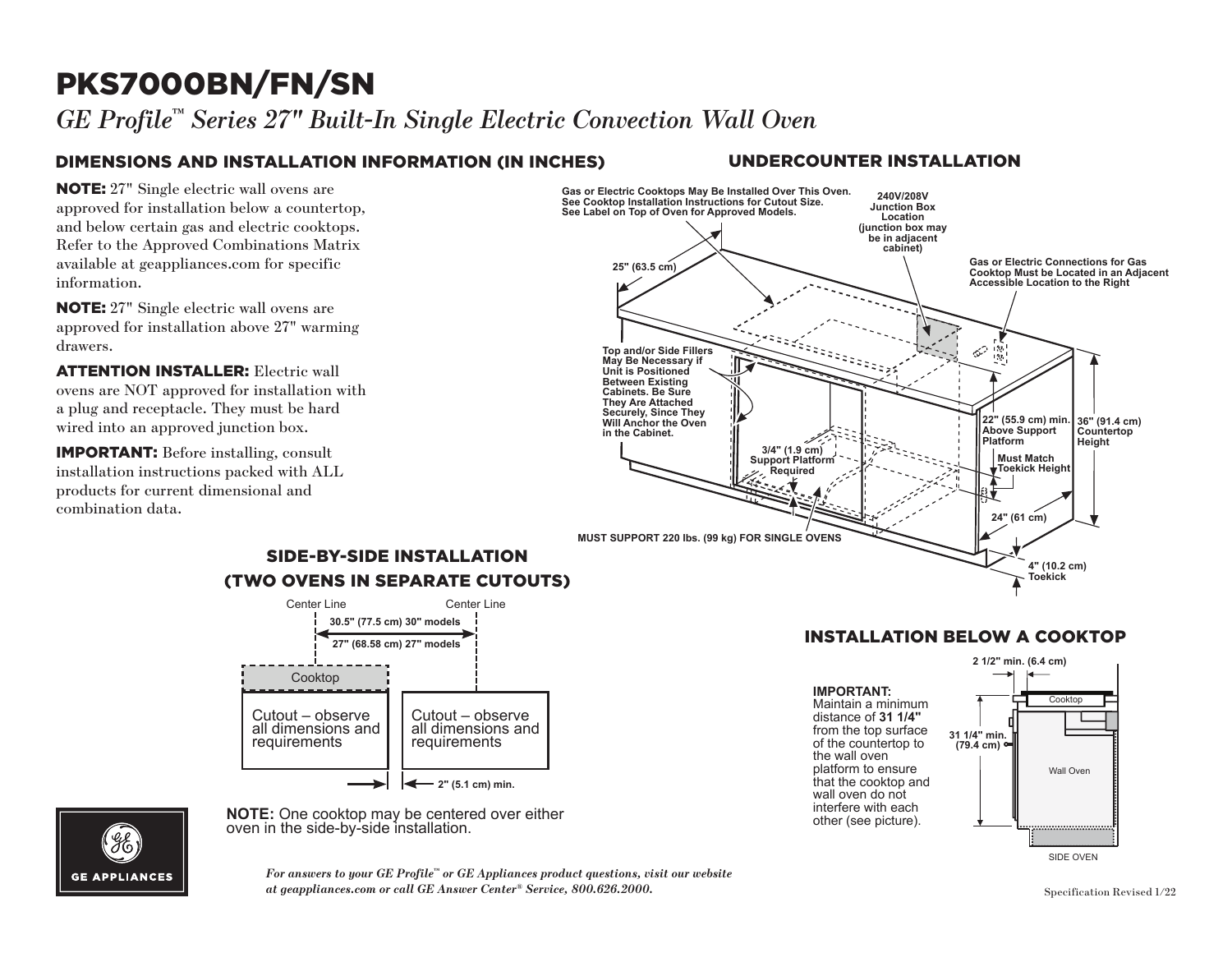# PKS7000BN/FN/SN

*GE Profile™ Series 27" Built-In Single Electric Convection Wall Oven*

## DIMENSIONS AND INSTALLATION INFORMATION (IN INCHES)

**NOTE:** 27" Single electric wall ovens are approved for installation below a countertop, and below certain gas and electric cooktops. Refer to the Approved Combinations Matrix available at geappliances.com for specific information.

**NOTE:** 27" Single electric wall ovens are approved for installation above 27" warming drawers.

**ATTENTION INSTALLER:** Electric wall ovens are NOT approved for installation with a plug and receptacle. They must be hard wired into an approved junction box.

**IMPORTANT:** Before installing, consult installation instructions packed with ALL products for current dimensional and combination data.

## UNDERCOUNTER INSTALLATION

Gas or Electric Cooktops May Be Installed Over This Oven. See Cooktop Installation Instructions for Cutout Size. See Label on Top of Oven for Approved Models.

240V/208V Junction Box Location (junction box may be in adjacent cabinet)

Gas or Electric Connections for Gas Cooktop Must be Located in an Adjacent Accessible Location to the Right

25" (63.5 cm)

Top and/or Side Fillers May Be Necessary if Unit is Positioned Between Existing Cabinets. Be Sure They Are Attached Securely, Since They Will Anchor the Oven in the Cabinet.

22" (55.9 cm) min. Above Support Platform

36" (91.4 cm) Countertop Height

3/4" (1.9 cm) Support Platform Required

Must Match Toekick Height

24" (61 cm)

MUST SUPPORT 220 lbs. (99 kg) FOR SINGLE OVENS

4" (10.2 cm) Toekick

## SIDE-BY-SIDE INSTALLATION (TWO OVENS IN SEPARATE CUTOUTS)

Center Line — Center Line

30.5" (77.5 cm) 30" models

27" (68.58 cm) 27" models

Cooktop

Cutout – observe all dimensions and requirements

Cutout – observe all dimensions and requirements

2" (5.1 cm) min.

**NOTE:** One cooktop may be centered over either oven in the side-by-side installation.

## INSTALLATION BELOW A COOKTOP

**IMPORTANT:**
Maintain a minimum distance of **31 1/4"** from the top surface of the countertop to the wall oven platform to ensure that the cooktop and wall oven do not interfere with each other (see picture).

2 1/2" min. (6.4 cm)

Cooktop

31 1/4" min. (79.4 cm)

Wall Oven

SIDE OVEN

GE APPLIANCES

*For answers to your GE Profile™ or GE Appliances product questions, visit our website at geappliances.com or call GE Answer Center® Service, 800.626.2000.*

Specification Revised 1/22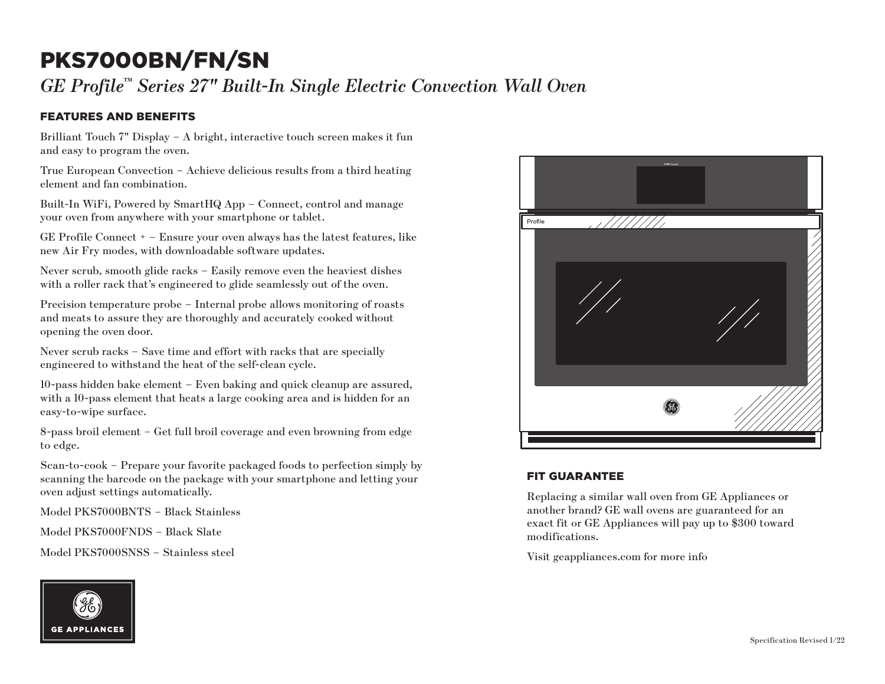# PKS7000BN/FN/SN

*GE Profile™ Series 27" Built-In Single Electric Convection Wall Oven*

## FEATURES AND BENEFITS

Brilliant Touch 7" Display – A bright, interactive touch screen makes it fun and easy to program the oven.

True European Convection – Achieve delicious results from a third heating element and fan combination.

Built-In WiFi, Powered by SmartHQ App – Connect, control and manage your oven from anywhere with your smartphone or tablet.

GE Profile Connect + – Ensure your oven always has the latest features, like new Air Fry modes, with downloadable software updates.

Never scrub, smooth glide racks – Easily remove even the heaviest dishes with a roller rack that's engineered to glide seamlessly out of the oven.

Precision temperature probe – Internal probe allows monitoring of roasts and meats to assure they are thoroughly and accurately cooked without opening the oven door.

Never scrub racks – Save time and effort with racks that are specially engineered to withstand the heat of the self-clean cycle.

10-pass hidden bake element – Even baking and quick cleanup are assured, with a 10-pass element that heats a large cooking area and is hidden for an easy-to-wipe surface.

8-pass broil element – Get full broil coverage and even browning from edge to edge.

Scan-to-cook – Prepare your favorite packaged foods to perfection simply by scanning the barcode on the package with your smartphone and letting your oven adjust settings automatically.

Model PKS7000BNTS – Black Stainless

Model PKS7000FNDS – Black Slate

Model PKS7000SNSS – Stainless steel

## FIT GUARANTEE

Replacing a similar wall oven from GE Appliances or another brand? GE wall ovens are guaranteed for an exact fit or GE Appliances will pay up to $300 toward modifications.

Visit geappliances.com for more info

GE APPLIANCES

Specification Revised 1/22